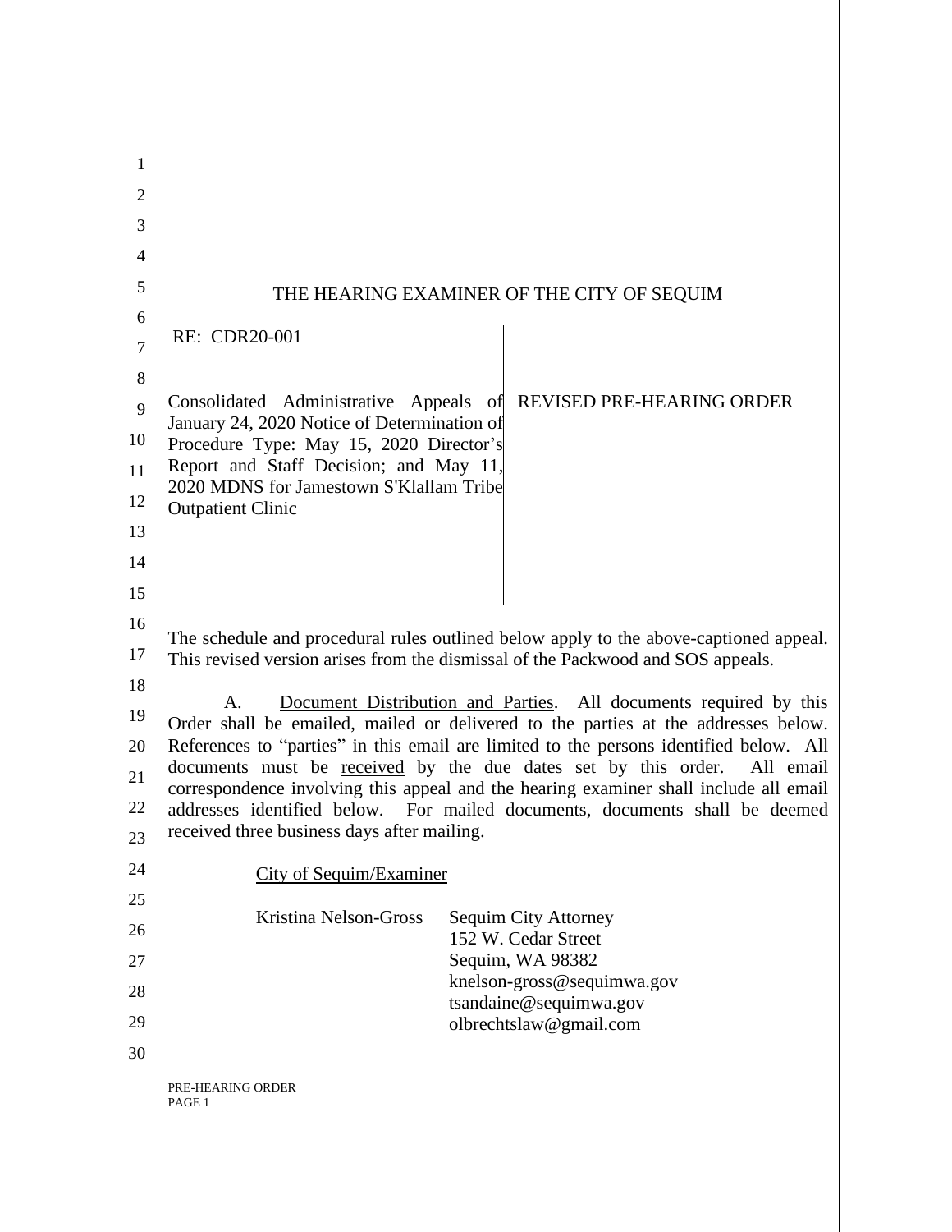# THE HEARING EXAMINER OF THE CITY OF SEQUIM

| RE: CDR20-001<br><br>Consolidated Administrative Appeals of January 24, 2020 Notice of Determination of Procedure Type: May 15, 2020 Director's Report and Staff Decision; and May 11, 2020 MDNS for Jamestown S'Klallam Tribe Outpatient Clinic | REVISED PRE-HEARING ORDER |
|---|---|

The schedule and procedural rules outlined below apply to the above-captioned appeal. This revised version arises from the dismissal of the Packwood and SOS appeals.

A. Document Distribution and Parties. All documents required by this Order shall be emailed, mailed or delivered to the parties at the addresses below. References to "parties" in this email are limited to the persons identified below. All documents must be received by the due dates set by this order. All email correspondence involving this appeal and the hearing examiner shall include all email addresses identified below. For mailed documents, documents shall be deemed received three business days after mailing.

City of Sequim/Examiner

Kristina Nelson-Gross
Sequim City Attorney
152 W. Cedar Street
Sequim, WA 98382
knelson-gross@sequimwa.gov
tsandaine@sequimwa.gov
olbrechtslaw@gmail.com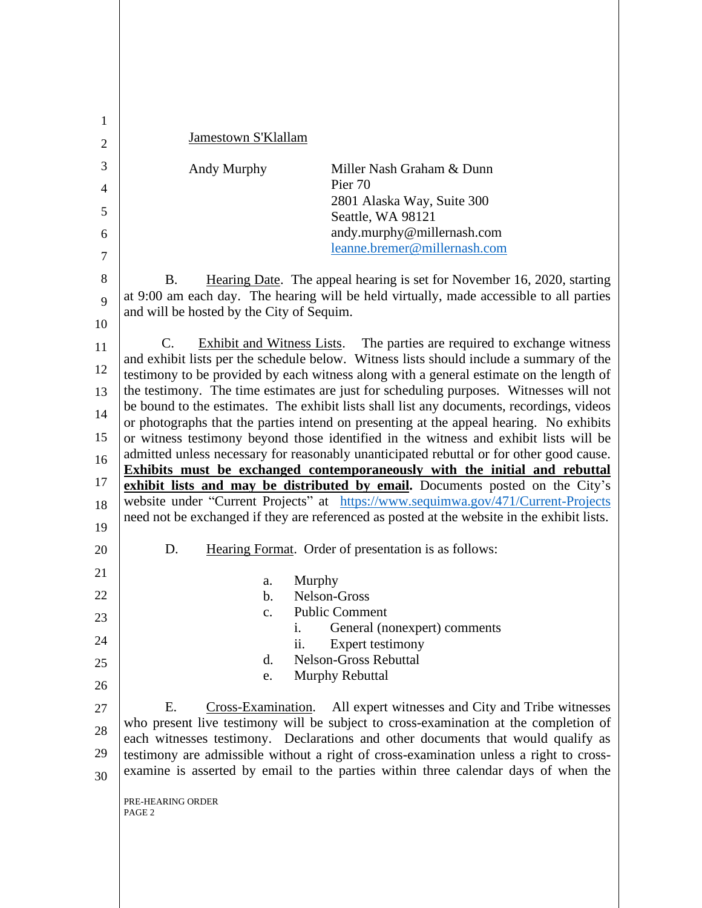Jamestown S'Klallam

Andy Murphy — Miller Nash Graham & Dunn
Pier 70
2801 Alaska Way, Suite 300
Seattle, WA 98121
andy.murphy@millernash.com
leanne.bremer@millernash.com

B. Hearing Date. The appeal hearing is set for November 16, 2020, starting at 9:00 am each day. The hearing will be held virtually, made accessible to all parties and will be hosted by the City of Sequim.

C. Exhibit and Witness Lists. The parties are required to exchange witness and exhibit lists per the schedule below. Witness lists should include a summary of the testimony to be provided by each witness along with a general estimate on the length of the testimony. The time estimates are just for scheduling purposes. Witnesses will not be bound to the estimates. The exhibit lists shall list any documents, recordings, videos or photographs that the parties intend on presenting at the appeal hearing. No exhibits or witness testimony beyond those identified in the witness and exhibit lists will be admitted unless necessary for reasonably unanticipated rebuttal or for other good cause. **Exhibits must be exchanged contemporaneously with the initial and rebuttal exhibit lists and may be distributed by email.** Documents posted on the City's website under "Current Projects" at https://www.sequimwa.gov/471/Current-Projects need not be exchanged if they are referenced as posted at the website in the exhibit lists.

D. Hearing Format. Order of presentation is as follows:

a. Murphy
b. Nelson-Gross
c. Public Comment
   i. General (nonexpert) comments
   ii. Expert testimony
d. Nelson-Gross Rebuttal
e. Murphy Rebuttal

E. Cross-Examination. All expert witnesses and City and Tribe witnesses who present live testimony will be subject to cross-examination at the completion of each witnesses testimony. Declarations and other documents that would qualify as testimony are admissible without a right of cross-examination unless a right to cross-examine is asserted by email to the parties within three calendar days of when the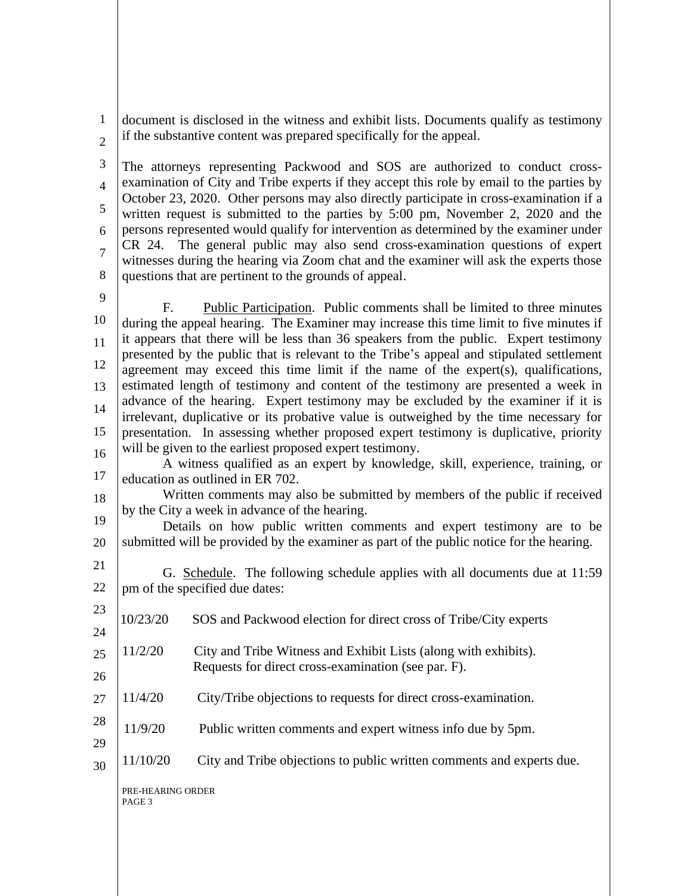document is disclosed in the witness and exhibit lists. Documents qualify as testimony if the substantive content was prepared specifically for the appeal.

The attorneys representing Packwood and SOS are authorized to conduct cross-examination of City and Tribe experts if they accept this role by email to the parties by October 23, 2020. Other persons may also directly participate in cross-examination if a written request is submitted to the parties by 5:00 pm, November 2, 2020 and the persons represented would qualify for intervention as determined by the examiner under CR 24. The general public may also send cross-examination questions of expert witnesses during the hearing via Zoom chat and the examiner will ask the experts those questions that are pertinent to the grounds of appeal.

F. Public Participation. Public comments shall be limited to three minutes during the appeal hearing. The Examiner may increase this time limit to five minutes if it appears that there will be less than 36 speakers from the public. Expert testimony presented by the public that is relevant to the Tribe's appeal and stipulated settlement agreement may exceed this time limit if the name of the expert(s), qualifications, estimated length of testimony and content of the testimony are presented a week in advance of the hearing. Expert testimony may be excluded by the examiner if it is irrelevant, duplicative or its probative value is outweighed by the time necessary for presentation. In assessing whether proposed expert testimony is duplicative, priority will be given to the earliest proposed expert testimony.

A witness qualified as an expert by knowledge, skill, experience, training, or education as outlined in ER 702.

Written comments may also be submitted by members of the public if received by the City a week in advance of the hearing.

Details on how public written comments and expert testimony are to be submitted will be provided by the examiner as part of the public notice for the hearing.

G. Schedule. The following schedule applies with all documents due at 11:59 pm of the specified due dates:

| | |
|---|---|
| 10/23/20 | SOS and Packwood election for direct cross of Tribe/City experts |
| 11/2/20 | City and Tribe Witness and Exhibit Lists (along with exhibits). Requests for direct cross-examination (see par. F). |
| 11/4/20 | City/Tribe objections to requests for direct cross-examination. |
| 11/9/20 | Public written comments and expert witness info due by 5pm. |
| 11/10/20 | City and Tribe objections to public written comments and experts due. |

PRE-HEARING ORDER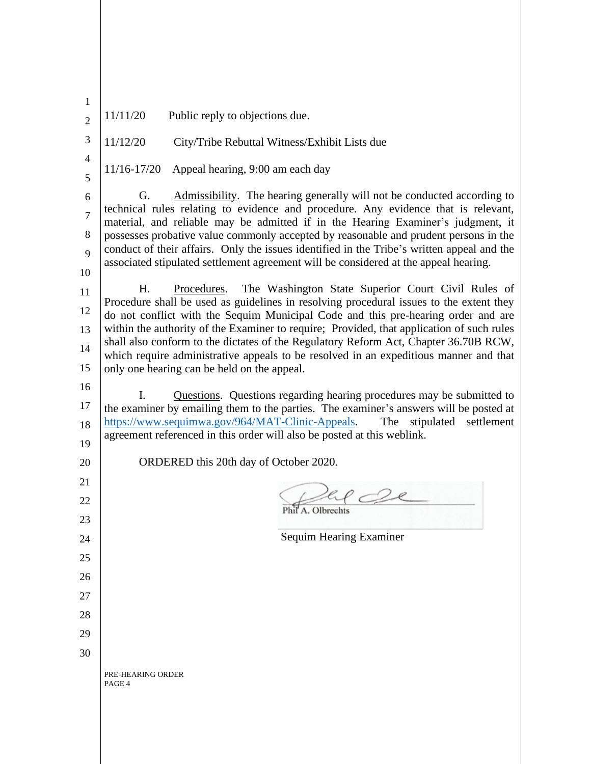11/11/20 Public reply to objections due.

11/12/20 City/Tribe Rebuttal Witness/Exhibit Lists due

11/16-17/20 Appeal hearing, 9:00 am each day

G. Admissibility. The hearing generally will not be conducted according to technical rules relating to evidence and procedure. Any evidence that is relevant, material, and reliable may be admitted if in the Hearing Examiner's judgment, it possesses probative value commonly accepted by reasonable and prudent persons in the conduct of their affairs. Only the issues identified in the Tribe's written appeal and the associated stipulated settlement agreement will be considered at the appeal hearing.

H. Procedures. The Washington State Superior Court Civil Rules of Procedure shall be used as guidelines in resolving procedural issues to the extent they do not conflict with the Sequim Municipal Code and this pre-hearing order and are within the authority of the Examiner to require; Provided, that application of such rules shall also conform to the dictates of the Regulatory Reform Act, Chapter 36.70B RCW, which require administrative appeals to be resolved in an expeditious manner and that only one hearing can be held on the appeal.

I. Questions. Questions regarding hearing procedures may be submitted to the examiner by emailing them to the parties. The examiner's answers will be posted at https://www.sequimwa.gov/964/MAT-Clinic-Appeals. The stipulated settlement agreement referenced in this order will also be posted at this weblink.

ORDERED this 20th day of October 2020.

Phil A. Olbrechts

Sequim Hearing Examiner